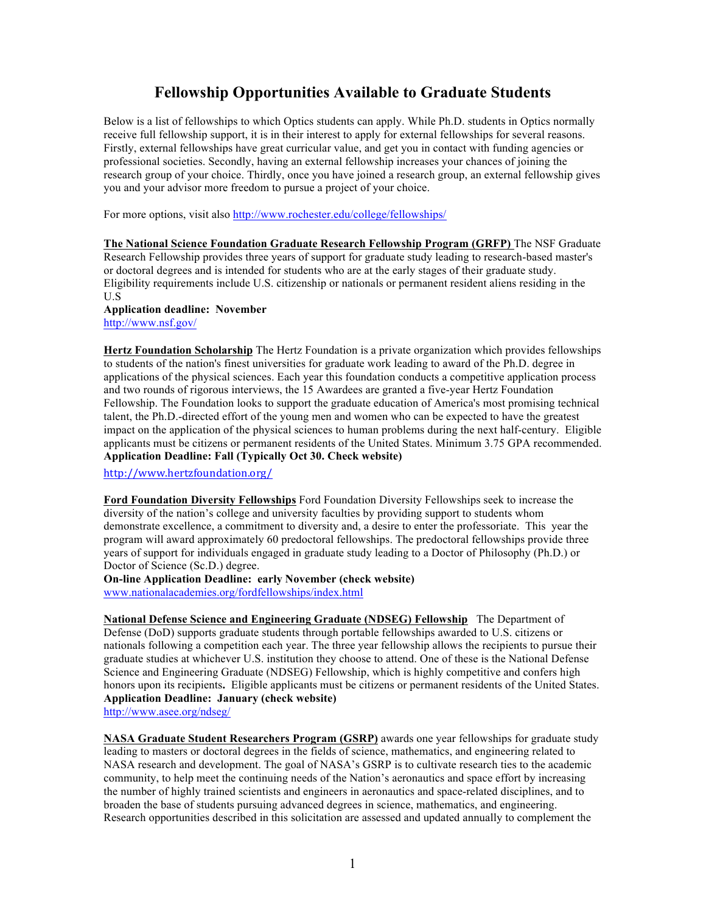# Fellowship Opportunities Available to Graduate Students

Below is a list of fellowships to which Optics students can apply. While Ph.D. students in Optics normally receive full fellowship support, it is in their interest to apply for external fellowships for several reasons. Firstly, external fellowships have great curricular value, and get you in contact with funding agencies or professional societies. Secondly, having an external fellowship increases your chances of joining the research group of your choice. Thirdly, once you have joined a research group, an external fellowship gives you and your advisor more freedom to pursue a project of your choice.

For more options, visit also http://www.rochester.edu/college/fellowships/

**The National Science Foundation Graduate Research Fellowship Program (GRFP)** The NSF Graduate Research Fellowship provides three years of support for graduate study leading to research-based master's or doctoral degrees and is intended for students who are at the early stages of their graduate study. Eligibility requirements include U.S. citizenship or nationals or permanent resident aliens residing in the U.S

**Application deadline: November**
http://www.nsf.gov/

**Hertz Foundation Scholarship** The Hertz Foundation is a private organization which provides fellowships to students of the nation's finest universities for graduate work leading to award of the Ph.D. degree in applications of the physical sciences. Each year this foundation conducts a competitive application process and two rounds of rigorous interviews, the 15 Awardees are granted a five-year Hertz Foundation Fellowship. The Foundation looks to support the graduate education of America's most promising technical talent, the Ph.D.-directed effort of the young men and women who can be expected to have the greatest impact on the application of the physical sciences to human problems during the next half-century. Eligible applicants must be citizens or permanent residents of the United States. Minimum 3.75 GPA recommended.
**Application Deadline: Fall (Typically Oct 30. Check website)**

http://www.hertzfoundation.org/

**Ford Foundation Diversity Fellowships** Ford Foundation Diversity Fellowships seek to increase the diversity of the nation's college and university faculties by providing support to students whom demonstrate excellence, a commitment to diversity and, a desire to enter the professoriate. This year the program will award approximately 60 predoctoral fellowships. The predoctoral fellowships provide three years of support for individuals engaged in graduate study leading to a Doctor of Philosophy (Ph.D.) or Doctor of Science (Sc.D.) degree.
**On-line Application Deadline: early November (check website)**
www.nationalacademies.org/fordfellowships/index.html

**National Defense Science and Engineering Graduate (NDSEG) Fellowship** The Department of Defense (DoD) supports graduate students through portable fellowships awarded to U.S. citizens or nationals following a competition each year. The three year fellowship allows the recipients to pursue their graduate studies at whichever U.S. institution they choose to attend. One of these is the National Defense Science and Engineering Graduate (NDSEG) Fellowship, which is highly competitive and confers high honors upon its recipients**.** Eligible applicants must be citizens or permanent residents of the United States.
**Application Deadline: January (check website)**
http://www.asee.org/ndseg/

**NASA Graduate Student Researchers Program (GSRP)** awards one year fellowships for graduate study leading to masters or doctoral degrees in the fields of science, mathematics, and engineering related to NASA research and development. The goal of NASA's GSRP is to cultivate research ties to the academic community, to help meet the continuing needs of the Nation's aeronautics and space effort by increasing the number of highly trained scientists and engineers in aeronautics and space-related disciplines, and to broaden the base of students pursuing advanced degrees in science, mathematics, and engineering. Research opportunities described in this solicitation are assessed and updated annually to complement the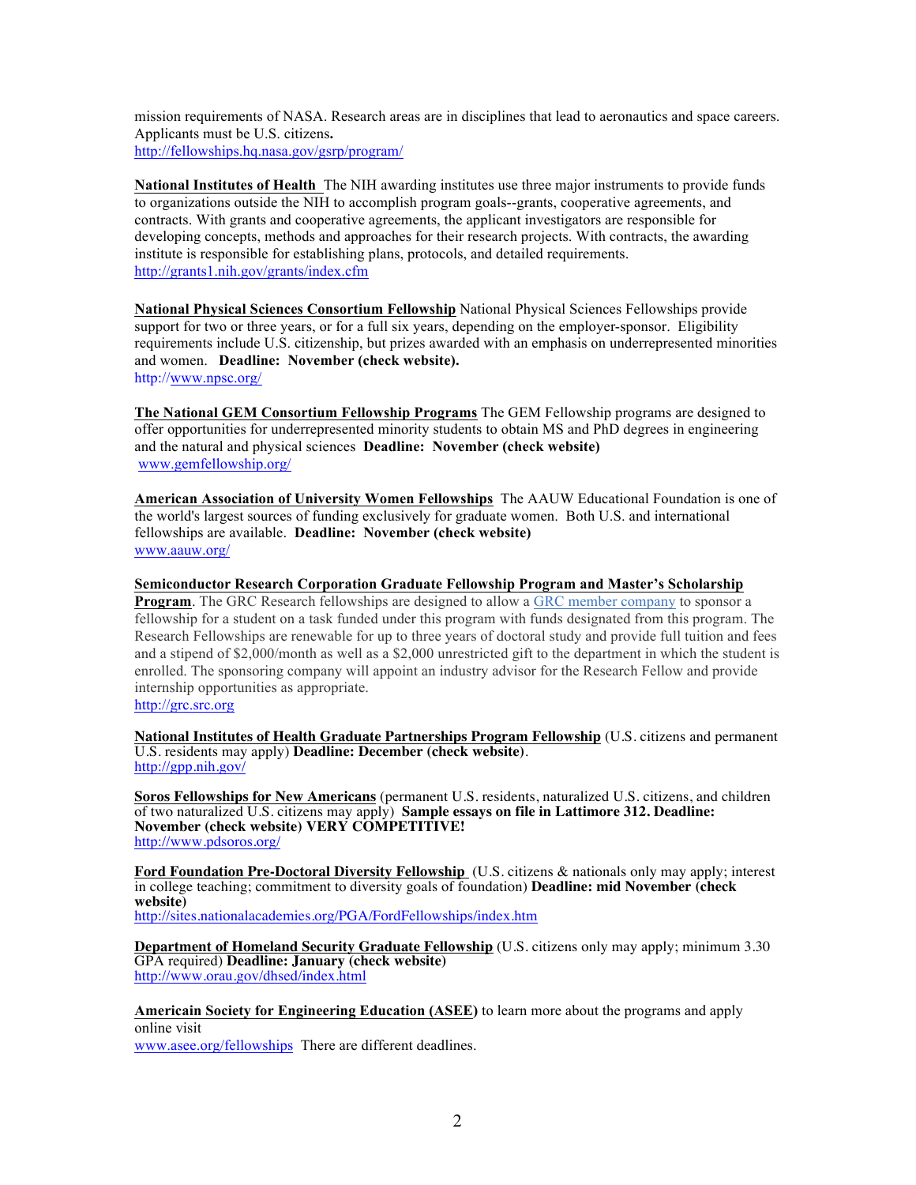mission requirements of NASA. Research areas are in disciplines that lead to aeronautics and space careers. Applicants must be U.S. citizens**.**
http://fellowships.hq.nasa.gov/gsrp/program/

**National Institutes of Health** The NIH awarding institutes use three major instruments to provide funds to organizations outside the NIH to accomplish program goals--grants, cooperative agreements, and contracts. With grants and cooperative agreements, the applicant investigators are responsible for developing concepts, methods and approaches for their research projects. With contracts, the awarding institute is responsible for establishing plans, protocols, and detailed requirements.
http://grants1.nih.gov/grants/index.cfm

**National Physical Sciences Consortium Fellowship** National Physical Sciences Fellowships provide support for two or three years, or for a full six years, depending on the employer-sponsor. Eligibility requirements include U.S. citizenship, but prizes awarded with an emphasis on underrepresented minorities and women. **Deadline: November (check website).**
http://www.npsc.org/

**The National GEM Consortium Fellowship Programs** The GEM Fellowship programs are designed to offer opportunities for underrepresented minority students to obtain MS and PhD degrees in engineering and the natural and physical sciences **Deadline: November (check website)**
www.gemfellowship.org/

**American Association of University Women Fellowships** The AAUW Educational Foundation is one of the world's largest sources of funding exclusively for graduate women. Both U.S. and international fellowships are available. **Deadline: November (check website)**
www.aauw.org/

**Semiconductor Research Corporation Graduate Fellowship Program and Master's Scholarship Program**. The GRC Research fellowships are designed to allow a GRC member company to sponsor a fellowship for a student on a task funded under this program with funds designated from this program. The Research Fellowships are renewable for up to three years of doctoral study and provide full tuition and fees and a stipend of $2,000/month as well as a $2,000 unrestricted gift to the department in which the student is enrolled. The sponsoring company will appoint an industry advisor for the Research Fellow and provide internship opportunities as appropriate.
http://grc.src.org

**National Institutes of Health Graduate Partnerships Program Fellowship** (U.S. citizens and permanent U.S. residents may apply) **Deadline: December (check website)**.
http://gpp.nih.gov/

**Soros Fellowships for New Americans** (permanent U.S. residents, naturalized U.S. citizens, and children of two naturalized U.S. citizens may apply) **Sample essays on file in Lattimore 312. Deadline: November (check website) VERY COMPETITIVE!**
http://www.pdsoros.org/

**Ford Foundation Pre-Doctoral Diversity Fellowship** (U.S. citizens & nationals only may apply; interest in college teaching; commitment to diversity goals of foundation) **Deadline: mid November (check website)**
http://sites.nationalacademies.org/PGA/FordFellowships/index.htm

**Department of Homeland Security Graduate Fellowship** (U.S. citizens only may apply; minimum 3.30 GPA required) **Deadline: January (check website)**
http://www.orau.gov/dhsed/index.html

**Americain Society for Engineering Education (ASEE)** to learn more about the programs and apply online visit
www.asee.org/fellowships There are different deadlines.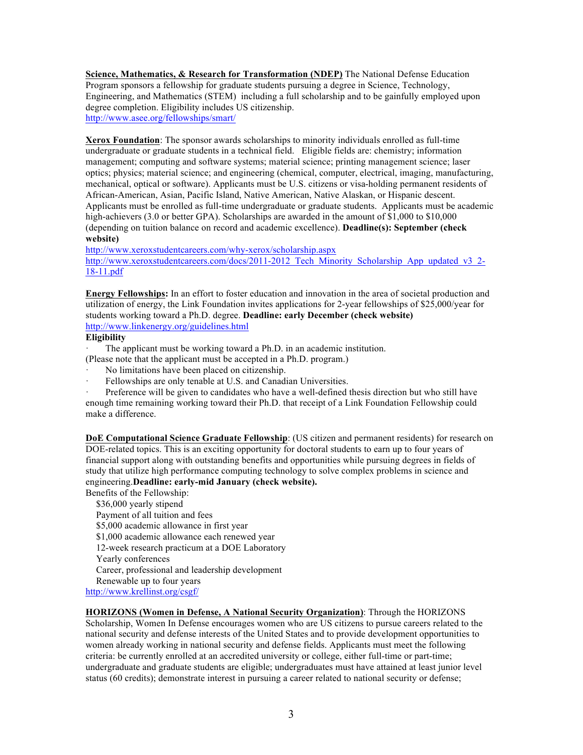**Science, Mathematics, & Research for Transformation (NDEP)** The National Defense Education Program sponsors a fellowship for graduate students pursuing a degree in Science, Technology, Engineering, and Mathematics (STEM) including a full scholarship and to be gainfully employed upon degree completion. Eligibility includes US citizenship.
http://www.asee.org/fellowships/smart/

**Xerox Foundation**: The sponsor awards scholarships to minority individuals enrolled as full-time undergraduate or graduate students in a technical field. Eligible fields are: chemistry; information management; computing and software systems; material science; printing management science; laser optics; physics; material science; and engineering (chemical, computer, electrical, imaging, manufacturing, mechanical, optical or software). Applicants must be U.S. citizens or visa-holding permanent residents of African-American, Asian, Pacific Island, Native American, Native Alaskan, or Hispanic descent. Applicants must be enrolled as full-time undergraduate or graduate students. Applicants must be academic high-achievers (3.0 or better GPA). Scholarships are awarded in the amount of $1,000 to $10,000 (depending on tuition balance on record and academic excellence). **Deadline(s): September (check website)**
http://www.xeroxstudentcareers.com/why-xerox/scholarship.aspx
http://www.xeroxstudentcareers.com/docs/2011-2012_Tech_Minority_Scholarship_App_updated_v3_2-18-11.pdf

**Energy Fellowships:** In an effort to foster education and innovation in the area of societal production and utilization of energy, the Link Foundation invites applications for 2-year fellowships of $25,000/year for students working toward a Ph.D. degree. **Deadline: early December (check website)**
http://www.linkenergy.org/guidelines.html

**Eligibility**

- The applicant must be working toward a Ph.D. in an academic institution.

(Please note that the applicant must be accepted in a Ph.D. program.)

- No limitations have been placed on citizenship.
- Fellowships are only tenable at U.S. and Canadian Universities.
- Preference will be given to candidates who have a well-defined thesis direction but who still have enough time remaining working toward their Ph.D. that receipt of a Link Foundation Fellowship could make a difference.

**DoE Computational Science Graduate Fellowship**: (US citizen and permanent residents) for research on DOE-related topics. This is an exciting opportunity for doctoral students to earn up to four years of financial support along with outstanding benefits and opportunities while pursuing degrees in fields of study that utilize high performance computing technology to solve complex problems in science and engineering.**Deadline: early-mid January (check website).**

Benefits of the Fellowship:

- $36,000 yearly stipend
- Payment of all tuition and fees
- $5,000 academic allowance in first year
- $1,000 academic allowance each renewed year
- 12-week research practicum at a DOE Laboratory
- Yearly conferences
- Career, professional and leadership development
- Renewable up to four years

http://www.krellinst.org/csgf/

**HORIZONS (Women in Defense, A National Security Organization)**: Through the HORIZONS Scholarship, Women In Defense encourages women who are US citizens to pursue careers related to the national security and defense interests of the United States and to provide development opportunities to women already working in national security and defense fields. Applicants must meet the following criteria: be currently enrolled at an accredited university or college, either full-time or part-time; undergraduate and graduate students are eligible; undergraduates must have attained at least junior level status (60 credits); demonstrate interest in pursuing a career related to national security or defense;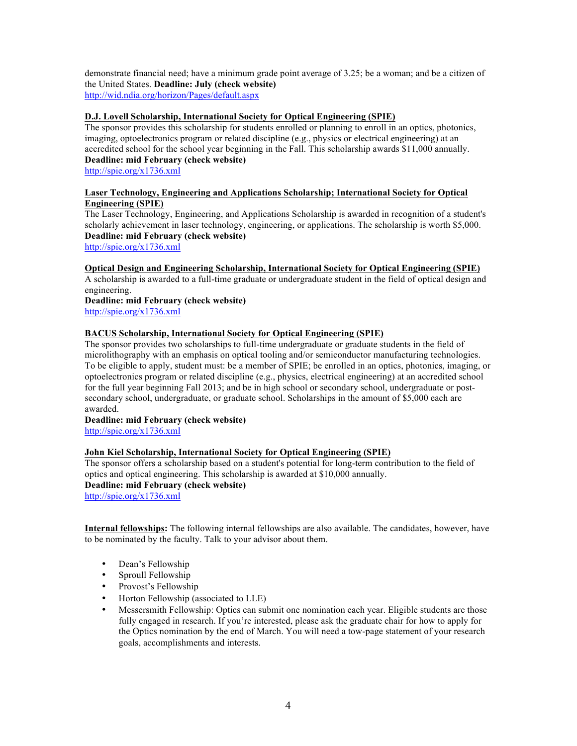demonstrate financial need; have a minimum grade point average of 3.25; be a woman; and be a citizen of the United States. **Deadline: July (check website)**
http://wid.ndia.org/horizon/Pages/default.aspx

**D.J. Lovell Scholarship, International Society for Optical Engineering (SPIE)**
The sponsor provides this scholarship for students enrolled or planning to enroll in an optics, photonics, imaging, optoelectronics program or related discipline (e.g., physics or electrical engineering) at an accredited school for the school year beginning in the Fall. This scholarship awards $11,000 annually.
**Deadline: mid February (check website)**
http://spie.org/x1736.xml

**Laser Technology, Engineering and Applications Scholarship; International Society for Optical Engineering (SPIE)**
The Laser Technology, Engineering, and Applications Scholarship is awarded in recognition of a student's scholarly achievement in laser technology, engineering, or applications. The scholarship is worth $5,000.
**Deadline: mid February (check website)**
http://spie.org/x1736.xml

**Optical Design and Engineering Scholarship, International Society for Optical Engineering (SPIE)**
A scholarship is awarded to a full-time graduate or undergraduate student in the field of optical design and engineering.
**Deadline: mid February (check website)**
http://spie.org/x1736.xml

**BACUS Scholarship, International Society for Optical Engineering (SPIE)**
The sponsor provides two scholarships to full-time undergraduate or graduate students in the field of microlithography with an emphasis on optical tooling and/or semiconductor manufacturing technologies. To be eligible to apply, student must: be a member of SPIE; be enrolled in an optics, photonics, imaging, or optoelectronics program or related discipline (e.g., physics, electrical engineering) at an accredited school for the full year beginning Fall 2013; and be in high school or secondary school, undergraduate or post-secondary school, undergraduate, or graduate school. Scholarships in the amount of $5,000 each are awarded.
**Deadline: mid February (check website)**
http://spie.org/x1736.xml

**John Kiel Scholarship, International Society for Optical Engineering (SPIE)**
The sponsor offers a scholarship based on a student's potential for long-term contribution to the field of optics and optical engineering. This scholarship is awarded at $10,000 annually.
**Deadline: mid February (check website)**
http://spie.org/x1736.xml

**Internal fellowships:** The following internal fellowships are also available. The candidates, however, have to be nominated by the faculty. Talk to your advisor about them.

- Dean's Fellowship
- Sproull Fellowship
- Provost's Fellowship
- Horton Fellowship (associated to LLE)
- Messersmith Fellowship: Optics can submit one nomination each year. Eligible students are those fully engaged in research. If you're interested, please ask the graduate chair for how to apply for the Optics nomination by the end of March. You will need a tow-page statement of your research goals, accomplishments and interests.